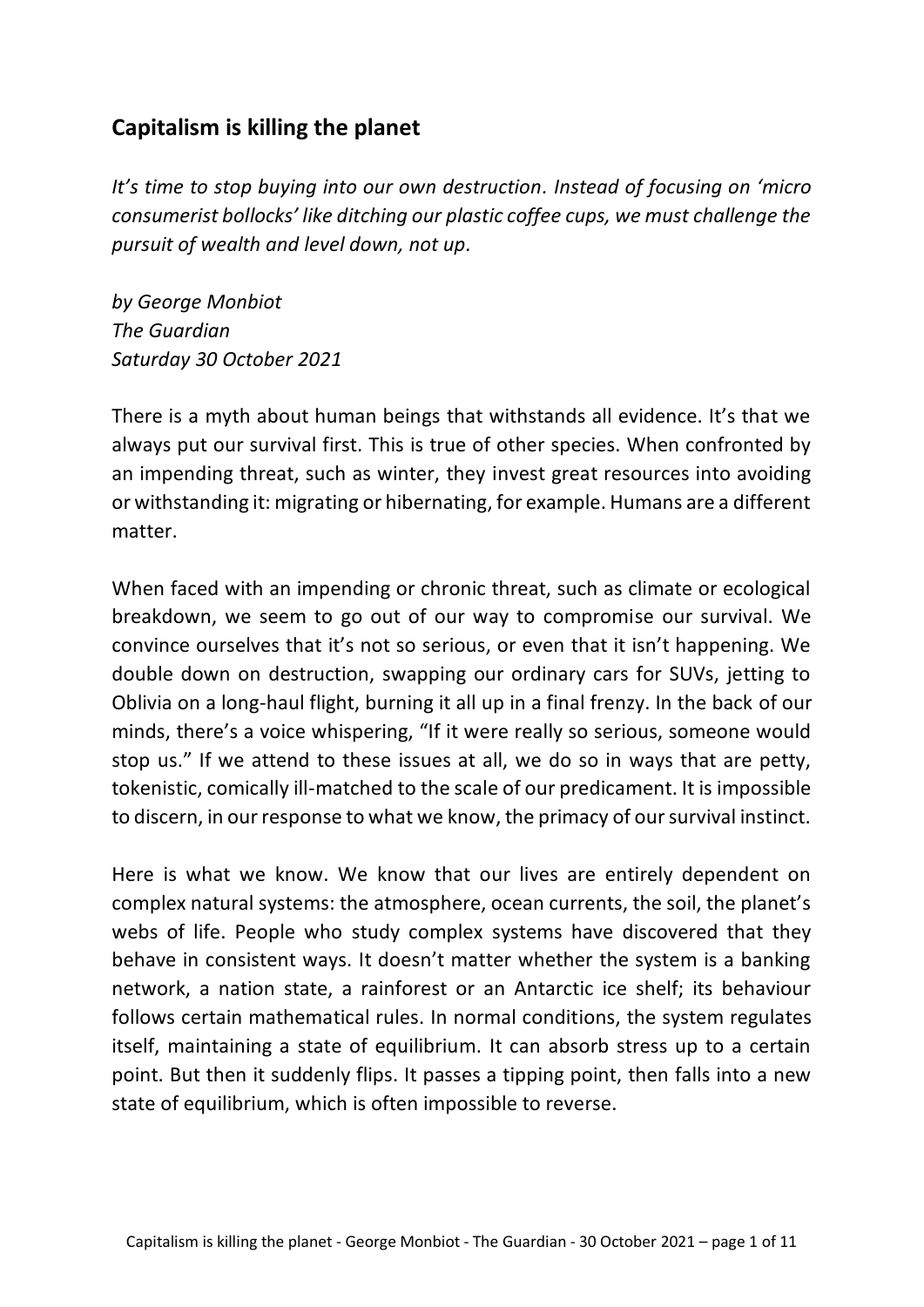## Capitalism is killing the planet

*It's time to stop buying into our own destruction. Instead of focusing on 'micro consumerist bollocks' like ditching our plastic coffee cups, we must challenge the pursuit of wealth and level down, not up.*

*by George Monbiot*
*The Guardian*
*Saturday 30 October 2021*

There is a myth about human beings that withstands all evidence. It's that we always put our survival first. This is true of other species. When confronted by an impending threat, such as winter, they invest great resources into avoiding or withstanding it: migrating or hibernating, for example. Humans are a different matter.

When faced with an impending or chronic threat, such as climate or ecological breakdown, we seem to go out of our way to compromise our survival. We convince ourselves that it's not so serious, or even that it isn't happening. We double down on destruction, swapping our ordinary cars for SUVs, jetting to Oblivia on a long-haul flight, burning it all up in a final frenzy. In the back of our minds, there's a voice whispering, "If it were really so serious, someone would stop us." If we attend to these issues at all, we do so in ways that are petty, tokenistic, comically ill-matched to the scale of our predicament. It is impossible to discern, in our response to what we know, the primacy of our survival instinct.

Here is what we know. We know that our lives are entirely dependent on complex natural systems: the atmosphere, ocean currents, the soil, the planet's webs of life. People who study complex systems have discovered that they behave in consistent ways. It doesn't matter whether the system is a banking network, a nation state, a rainforest or an Antarctic ice shelf; its behaviour follows certain mathematical rules. In normal conditions, the system regulates itself, maintaining a state of equilibrium. It can absorb stress up to a certain point. But then it suddenly flips. It passes a tipping point, then falls into a new state of equilibrium, which is often impossible to reverse.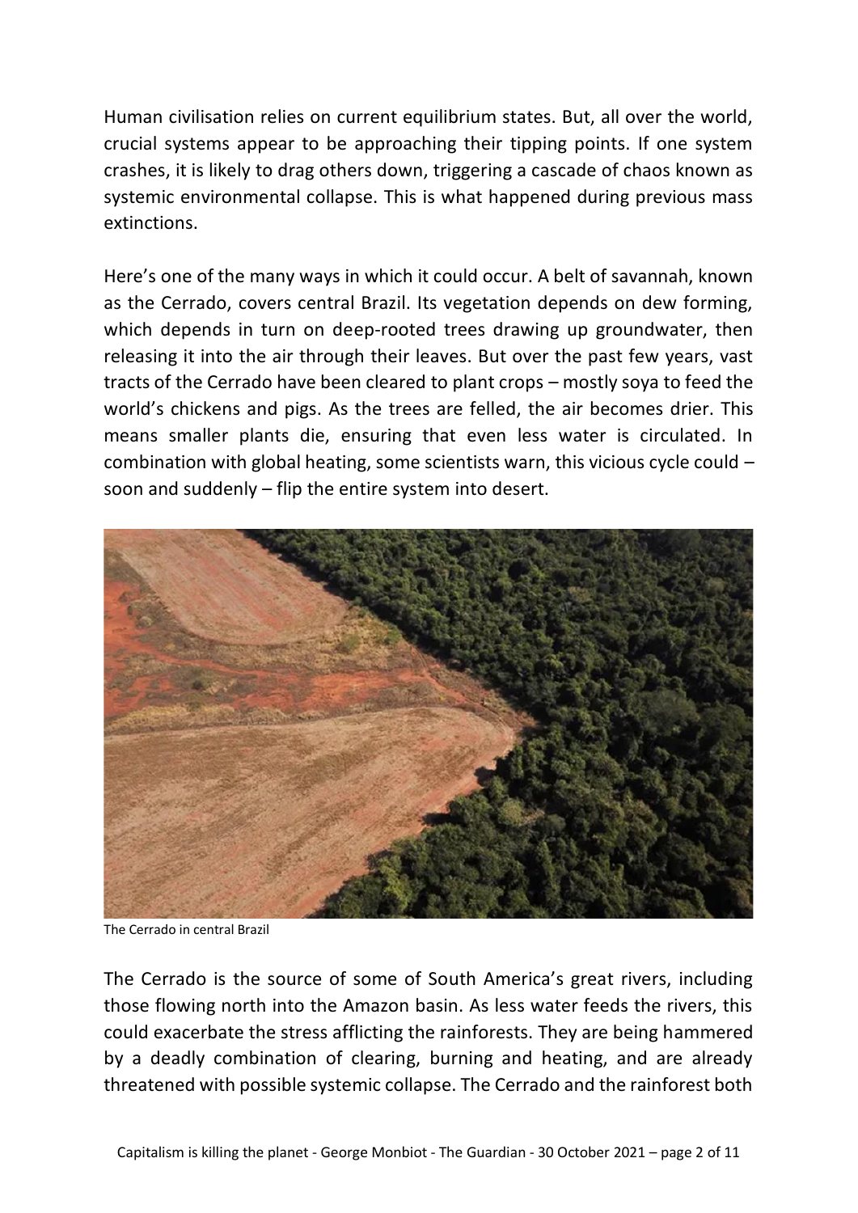Human civilisation relies on current equilibrium states. But, all over the world, crucial systems appear to be approaching their tipping points. If one system crashes, it is likely to drag others down, triggering a cascade of chaos known as systemic environmental collapse. This is what happened during previous mass extinctions.

Here's one of the many ways in which it could occur. A belt of savannah, known as the Cerrado, covers central Brazil. Its vegetation depends on dew forming, which depends in turn on deep-rooted trees drawing up groundwater, then releasing it into the air through their leaves. But over the past few years, vast tracts of the Cerrado have been cleared to plant crops – mostly soya to feed the world's chickens and pigs. As the trees are felled, the air becomes drier. This means smaller plants die, ensuring that even less water is circulated. In combination with global heating, some scientists warn, this vicious cycle could – soon and suddenly – flip the entire system into desert.

The Cerrado in central Brazil

The Cerrado is the source of some of South America's great rivers, including those flowing north into the Amazon basin. As less water feeds the rivers, this could exacerbate the stress afflicting the rainforests. They are being hammered by a deadly combination of clearing, burning and heating, and are already threatened with possible systemic collapse. The Cerrado and the rainforest both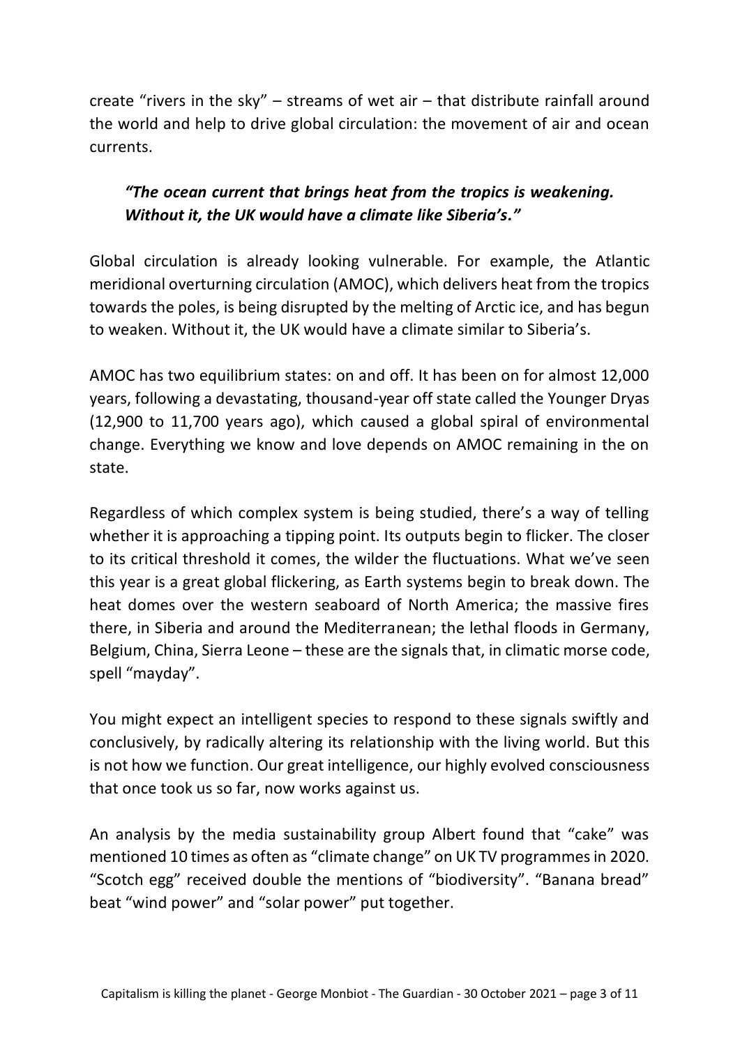create "rivers in the sky" – streams of wet air – that distribute rainfall around the world and help to drive global circulation: the movement of air and ocean currents.

> ***"The ocean current that brings heat from the tropics is weakening. Without it, the UK would have a climate like Siberia's."***

Global circulation is already looking vulnerable. For example, the Atlantic meridional overturning circulation (AMOC), which delivers heat from the tropics towards the poles, is being disrupted by the melting of Arctic ice, and has begun to weaken. Without it, the UK would have a climate similar to Siberia's.

AMOC has two equilibrium states: on and off. It has been on for almost 12,000 years, following a devastating, thousand-year off state called the Younger Dryas (12,900 to 11,700 years ago), which caused a global spiral of environmental change. Everything we know and love depends on AMOC remaining in the on state.

Regardless of which complex system is being studied, there's a way of telling whether it is approaching a tipping point. Its outputs begin to flicker. The closer to its critical threshold it comes, the wilder the fluctuations. What we've seen this year is a great global flickering, as Earth systems begin to break down. The heat domes over the western seaboard of North America; the massive fires there, in Siberia and around the Mediterranean; the lethal floods in Germany, Belgium, China, Sierra Leone – these are the signals that, in climatic morse code, spell "mayday".

You might expect an intelligent species to respond to these signals swiftly and conclusively, by radically altering its relationship with the living world. But this is not how we function. Our great intelligence, our highly evolved consciousness that once took us so far, now works against us.

An analysis by the media sustainability group Albert found that "cake" was mentioned 10 times as often as "climate change" on UK TV programmes in 2020. "Scotch egg" received double the mentions of "biodiversity". "Banana bread" beat "wind power" and "solar power" put together.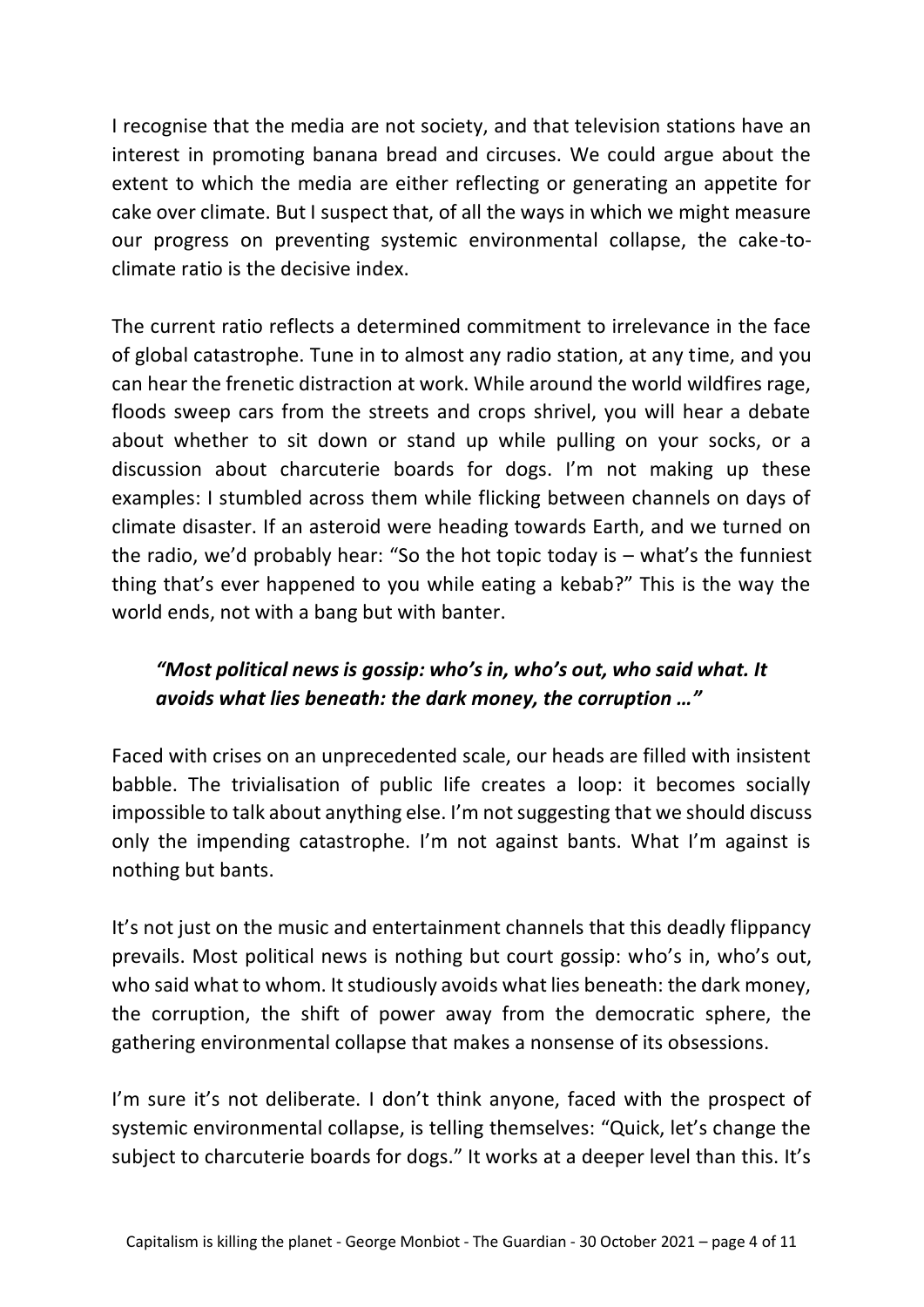I recognise that the media are not society, and that television stations have an interest in promoting banana bread and circuses. We could argue about the extent to which the media are either reflecting or generating an appetite for cake over climate. But I suspect that, of all the ways in which we might measure our progress on preventing systemic environmental collapse, the cake-to-climate ratio is the decisive index.

The current ratio reflects a determined commitment to irrelevance in the face of global catastrophe. Tune in to almost any radio station, at any time, and you can hear the frenetic distraction at work. While around the world wildfires rage, floods sweep cars from the streets and crops shrivel, you will hear a debate about whether to sit down or stand up while pulling on your socks, or a discussion about charcuterie boards for dogs. I'm not making up these examples: I stumbled across them while flicking between channels on days of climate disaster. If an asteroid were heading towards Earth, and we turned on the radio, we'd probably hear: "So the hot topic today is – what's the funniest thing that's ever happened to you while eating a kebab?" This is the way the world ends, not with a bang but with banter.

> ***"Most political news is gossip: who's in, who's out, who said what. It avoids what lies beneath: the dark money, the corruption …"***

Faced with crises on an unprecedented scale, our heads are filled with insistent babble. The trivialisation of public life creates a loop: it becomes socially impossible to talk about anything else. I'm not suggesting that we should discuss only the impending catastrophe. I'm not against bants. What I'm against is nothing but bants.

It's not just on the music and entertainment channels that this deadly flippancy prevails. Most political news is nothing but court gossip: who's in, who's out, who said what to whom. It studiously avoids what lies beneath: the dark money, the corruption, the shift of power away from the democratic sphere, the gathering environmental collapse that makes a nonsense of its obsessions.

I'm sure it's not deliberate. I don't think anyone, faced with the prospect of systemic environmental collapse, is telling themselves: "Quick, let's change the subject to charcuterie boards for dogs." It works at a deeper level than this. It's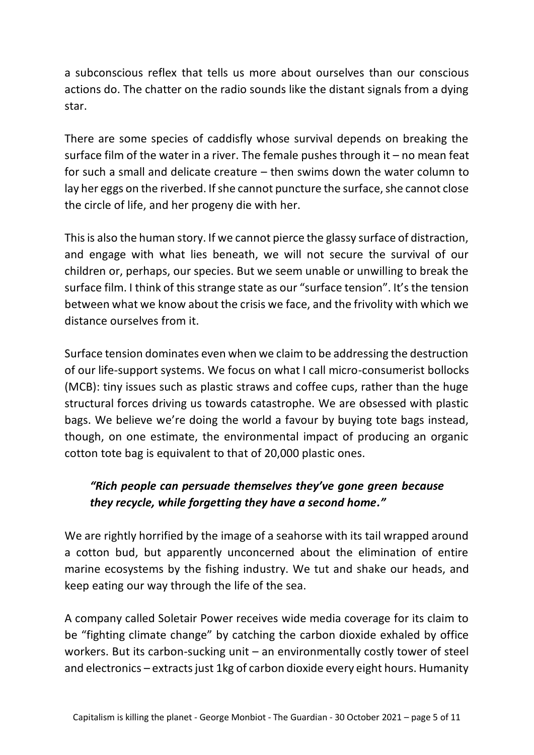a subconscious reflex that tells us more about ourselves than our conscious actions do. The chatter on the radio sounds like the distant signals from a dying star.

There are some species of caddisfly whose survival depends on breaking the surface film of the water in a river. The female pushes through it – no mean feat for such a small and delicate creature – then swims down the water column to lay her eggs on the riverbed. If she cannot puncture the surface, she cannot close the circle of life, and her progeny die with her.

This is also the human story. If we cannot pierce the glassy surface of distraction, and engage with what lies beneath, we will not secure the survival of our children or, perhaps, our species. But we seem unable or unwilling to break the surface film. I think of this strange state as our "surface tension". It's the tension between what we know about the crisis we face, and the frivolity with which we distance ourselves from it.

Surface tension dominates even when we claim to be addressing the destruction of our life-support systems. We focus on what I call micro-consumerist bollocks (MCB): tiny issues such as plastic straws and coffee cups, rather than the huge structural forces driving us towards catastrophe. We are obsessed with plastic bags. We believe we're doing the world a favour by buying tote bags instead, though, on one estimate, the environmental impact of producing an organic cotton tote bag is equivalent to that of 20,000 plastic ones.

> ***"Rich people can persuade themselves they've gone green because they recycle, while forgetting they have a second home."***

We are rightly horrified by the image of a seahorse with its tail wrapped around a cotton bud, but apparently unconcerned about the elimination of entire marine ecosystems by the fishing industry. We tut and shake our heads, and keep eating our way through the life of the sea.

A company called Soletair Power receives wide media coverage for its claim to be "fighting climate change" by catching the carbon dioxide exhaled by office workers. But its carbon-sucking unit – an environmentally costly tower of steel and electronics – extracts just 1kg of carbon dioxide every eight hours. Humanity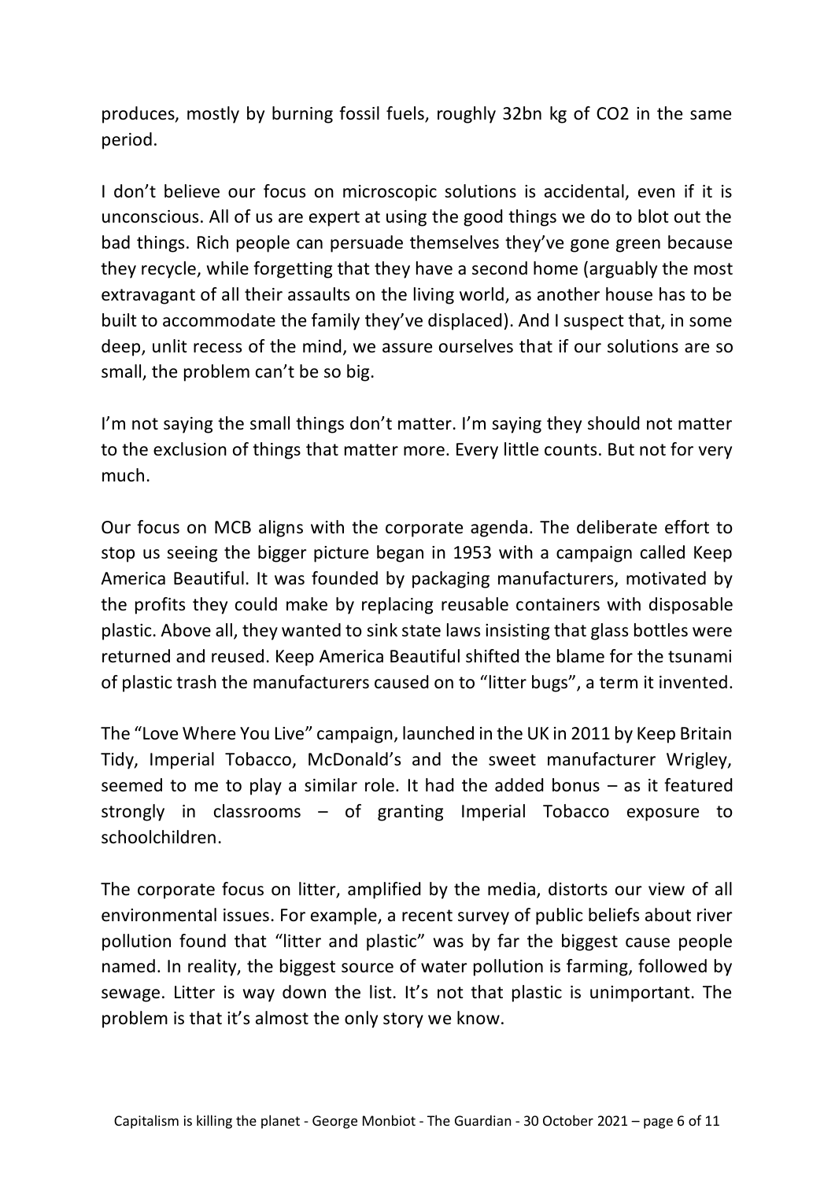produces, mostly by burning fossil fuels, roughly 32bn kg of $CO_2$ in the same period.

I don't believe our focus on microscopic solutions is accidental, even if it is unconscious. All of us are expert at using the good things we do to blot out the bad things. Rich people can persuade themselves they've gone green because they recycle, while forgetting that they have a second home (arguably the most extravagant of all their assaults on the living world, as another house has to be built to accommodate the family they've displaced). And I suspect that, in some deep, unlit recess of the mind, we assure ourselves that if our solutions are so small, the problem can't be so big.

I'm not saying the small things don't matter. I'm saying they should not matter to the exclusion of things that matter more. Every little counts. But not for very much.

Our focus on MCB aligns with the corporate agenda. The deliberate effort to stop us seeing the bigger picture began in 1953 with a campaign called Keep America Beautiful. It was founded by packaging manufacturers, motivated by the profits they could make by replacing reusable containers with disposable plastic. Above all, they wanted to sink state laws insisting that glass bottles were returned and reused. Keep America Beautiful shifted the blame for the tsunami of plastic trash the manufacturers caused on to "litter bugs", a term it invented.

The "Love Where You Live" campaign, launched in the UK in 2011 by Keep Britain Tidy, Imperial Tobacco, McDonald's and the sweet manufacturer Wrigley, seemed to me to play a similar role. It had the added bonus – as it featured strongly in classrooms – of granting Imperial Tobacco exposure to schoolchildren.

The corporate focus on litter, amplified by the media, distorts our view of all environmental issues. For example, a recent survey of public beliefs about river pollution found that "litter and plastic" was by far the biggest cause people named. In reality, the biggest source of water pollution is farming, followed by sewage. Litter is way down the list. It's not that plastic is unimportant. The problem is that it's almost the only story we know.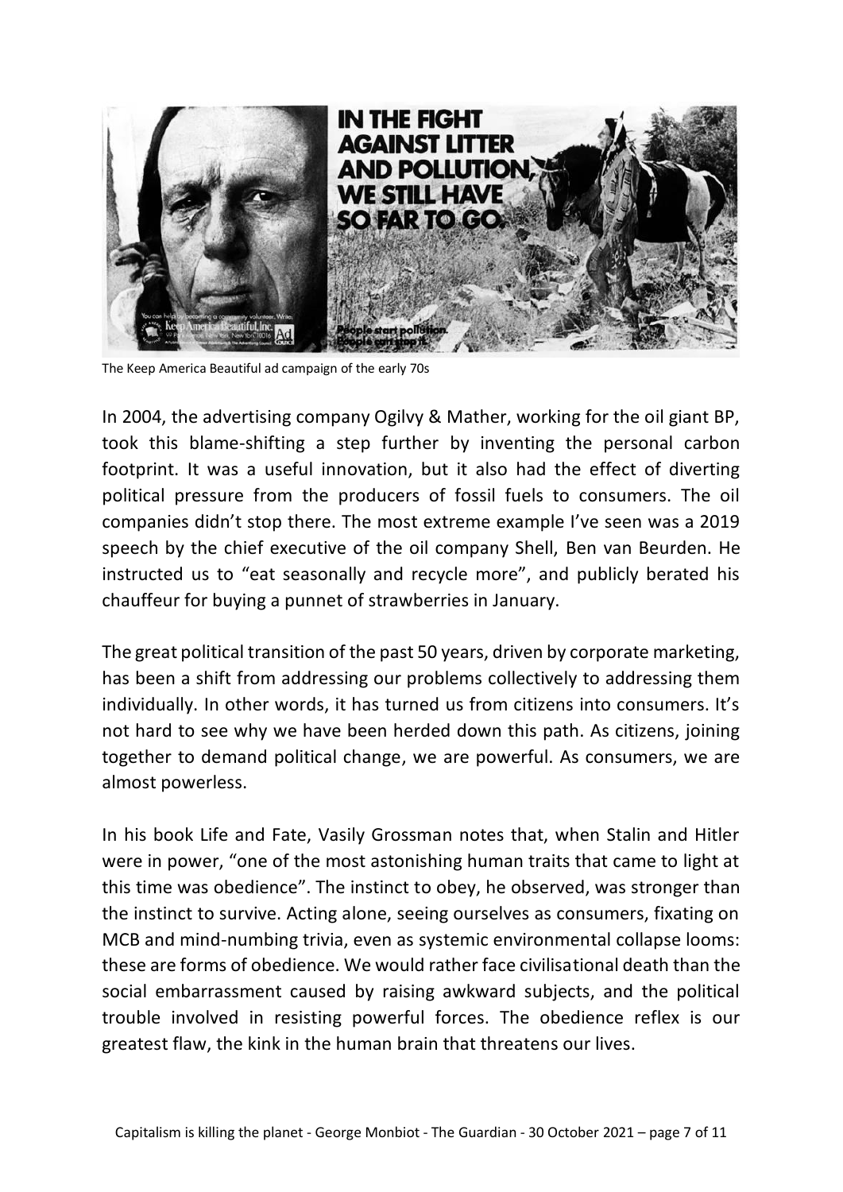The Keep America Beautiful ad campaign of the early 70s

In 2004, the advertising company Ogilvy & Mather, working for the oil giant BP, took this blame-shifting a step further by inventing the personal carbon footprint. It was a useful innovation, but it also had the effect of diverting political pressure from the producers of fossil fuels to consumers. The oil companies didn't stop there. The most extreme example I've seen was a 2019 speech by the chief executive of the oil company Shell, Ben van Beurden. He instructed us to "eat seasonally and recycle more", and publicly berated his chauffeur for buying a punnet of strawberries in January.

The great political transition of the past 50 years, driven by corporate marketing, has been a shift from addressing our problems collectively to addressing them individually. In other words, it has turned us from citizens into consumers. It's not hard to see why we have been herded down this path. As citizens, joining together to demand political change, we are powerful. As consumers, we are almost powerless.

In his book Life and Fate, Vasily Grossman notes that, when Stalin and Hitler were in power, "one of the most astonishing human traits that came to light at this time was obedience". The instinct to obey, he observed, was stronger than the instinct to survive. Acting alone, seeing ourselves as consumers, fixating on MCB and mind-numbing trivia, even as systemic environmental collapse looms: these are forms of obedience. We would rather face civilisational death than the social embarrassment caused by raising awkward subjects, and the political trouble involved in resisting powerful forces. The obedience reflex is our greatest flaw, the kink in the human brain that threatens our lives.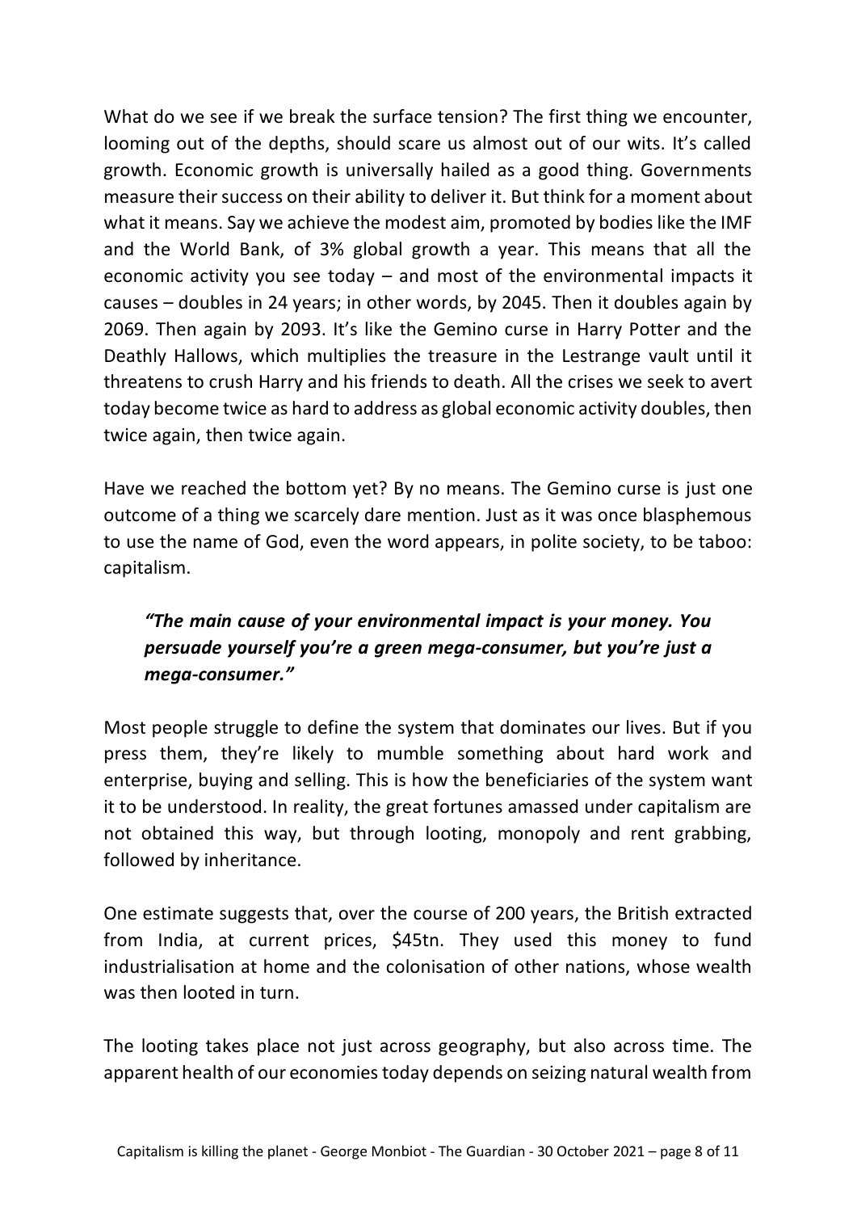What do we see if we break the surface tension? The first thing we encounter, looming out of the depths, should scare us almost out of our wits. It's called growth. Economic growth is universally hailed as a good thing. Governments measure their success on their ability to deliver it. But think for a moment about what it means. Say we achieve the modest aim, promoted by bodies like the IMF and the World Bank, of 3% global growth a year. This means that all the economic activity you see today – and most of the environmental impacts it causes – doubles in 24 years; in other words, by 2045. Then it doubles again by 2069. Then again by 2093. It's like the Gemino curse in Harry Potter and the Deathly Hallows, which multiplies the treasure in the Lestrange vault until it threatens to crush Harry and his friends to death. All the crises we seek to avert today become twice as hard to address as global economic activity doubles, then twice again, then twice again.

Have we reached the bottom yet? By no means. The Gemino curse is just one outcome of a thing we scarcely dare mention. Just as it was once blasphemous to use the name of God, even the word appears, in polite society, to be taboo: capitalism.

> ***"The main cause of your environmental impact is your money. You persuade yourself you're a green mega-consumer, but you're just a mega-consumer."***

Most people struggle to define the system that dominates our lives. But if you press them, they're likely to mumble something about hard work and enterprise, buying and selling. This is how the beneficiaries of the system want it to be understood. In reality, the great fortunes amassed under capitalism are not obtained this way, but through looting, monopoly and rent grabbing, followed by inheritance.

One estimate suggests that, over the course of 200 years, the British extracted from India, at current prices, $45tn. They used this money to fund industrialisation at home and the colonisation of other nations, whose wealth was then looted in turn.

The looting takes place not just across geography, but also across time. The apparent health of our economies today depends on seizing natural wealth from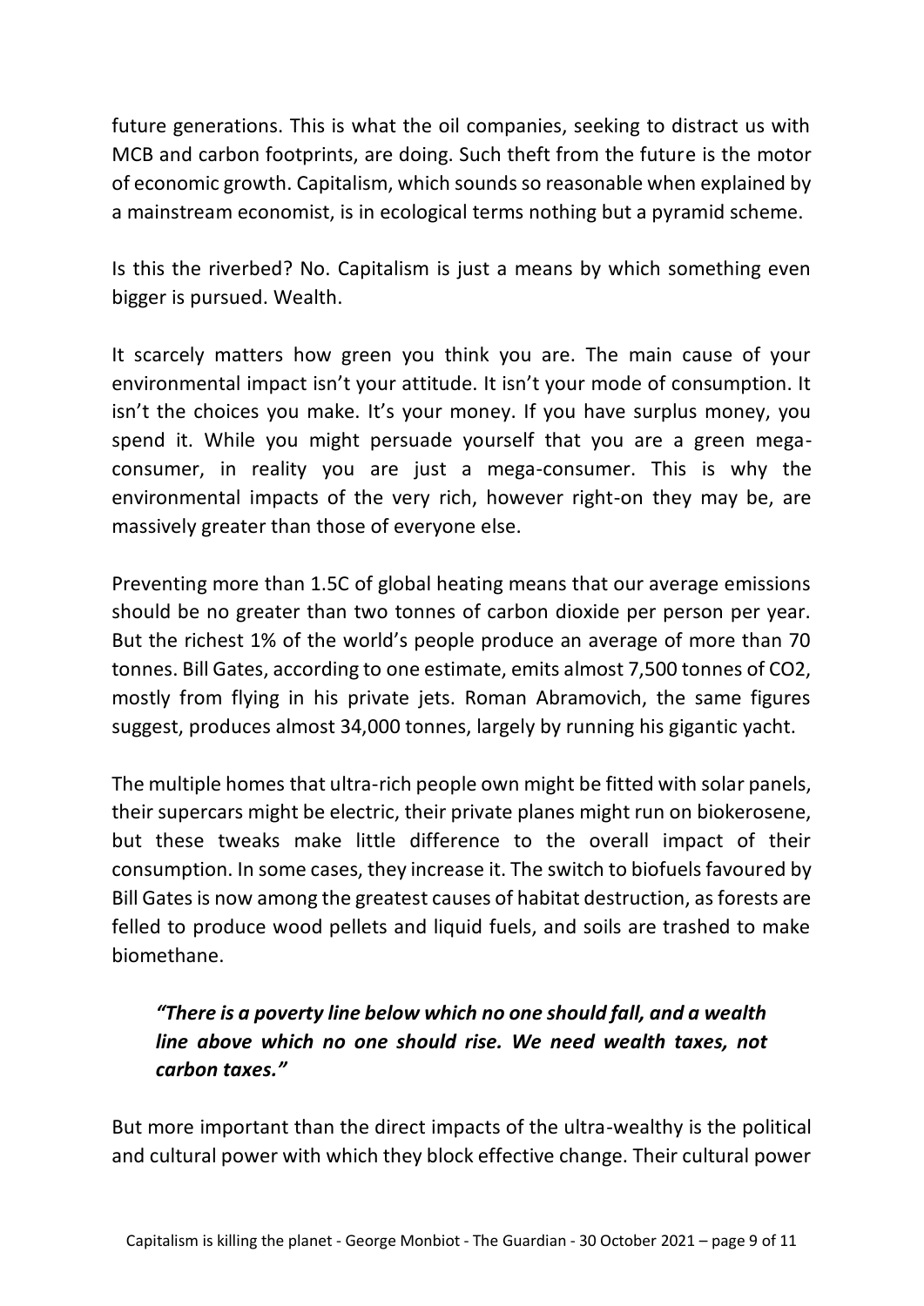future generations. This is what the oil companies, seeking to distract us with MCB and carbon footprints, are doing. Such theft from the future is the motor of economic growth. Capitalism, which sounds so reasonable when explained by a mainstream economist, is in ecological terms nothing but a pyramid scheme.

Is this the riverbed? No. Capitalism is just a means by which something even bigger is pursued. Wealth.

It scarcely matters how green you think you are. The main cause of your environmental impact isn't your attitude. It isn't your mode of consumption. It isn't the choices you make. It's your money. If you have surplus money, you spend it. While you might persuade yourself that you are a green mega-consumer, in reality you are just a mega-consumer. This is why the environmental impacts of the very rich, however right-on they may be, are massively greater than those of everyone else.

Preventing more than 1.5C of global heating means that our average emissions should be no greater than two tonnes of carbon dioxide per person per year. But the richest 1% of the world's people produce an average of more than 70 tonnes. Bill Gates, according to one estimate, emits almost 7,500 tonnes of $CO_2$, mostly from flying in his private jets. Roman Abramovich, the same figures suggest, produces almost 34,000 tonnes, largely by running his gigantic yacht.

The multiple homes that ultra-rich people own might be fitted with solar panels, their supercars might be electric, their private planes might run on biokerosene, but these tweaks make little difference to the overall impact of their consumption. In some cases, they increase it. The switch to biofuels favoured by Bill Gates is now among the greatest causes of habitat destruction, as forests are felled to produce wood pellets and liquid fuels, and soils are trashed to make biomethane.

> ***"There is a poverty line below which no one should fall, and a wealth line above which no one should rise. We need wealth taxes, not carbon taxes."***

But more important than the direct impacts of the ultra-wealthy is the political and cultural power with which they block effective change. Their cultural power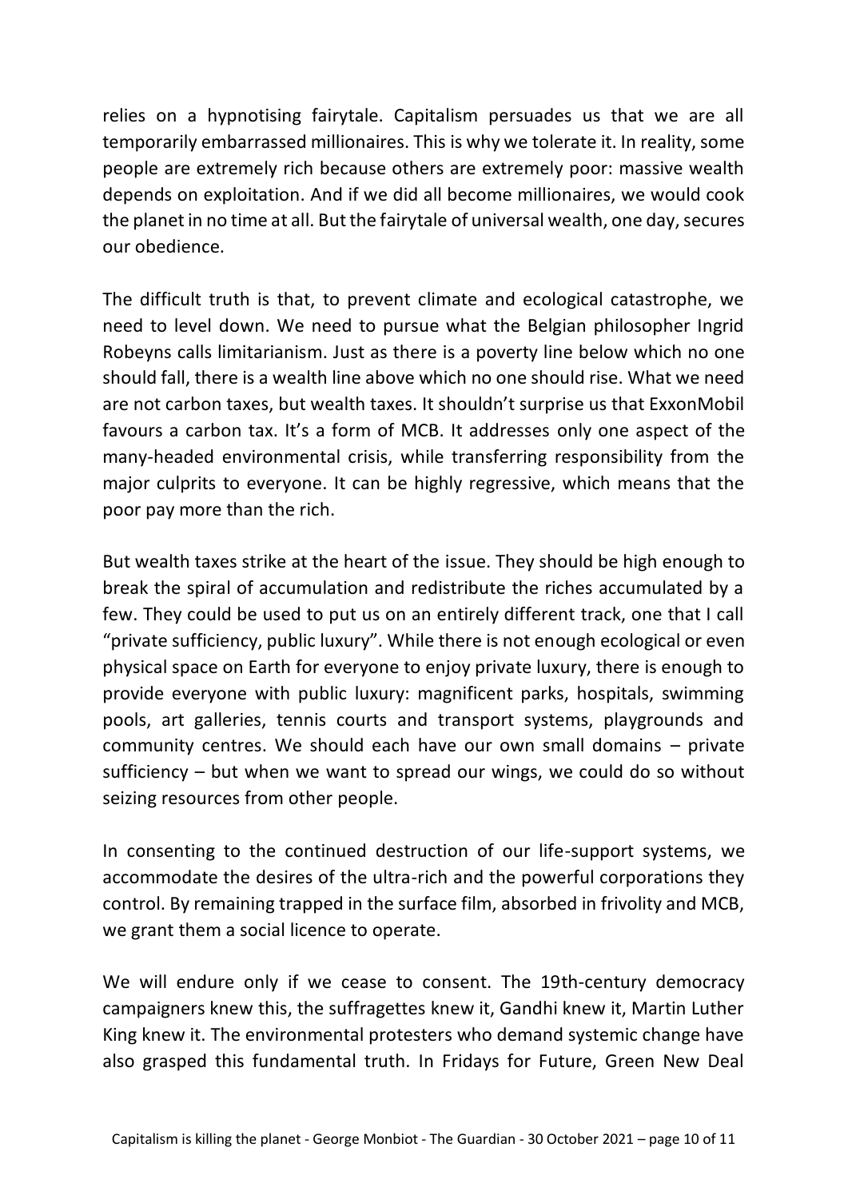relies on a hypnotising fairytale. Capitalism persuades us that we are all temporarily embarrassed millionaires. This is why we tolerate it. In reality, some people are extremely rich because others are extremely poor: massive wealth depends on exploitation. And if we did all become millionaires, we would cook the planet in no time at all. But the fairytale of universal wealth, one day, secures our obedience.

The difficult truth is that, to prevent climate and ecological catastrophe, we need to level down. We need to pursue what the Belgian philosopher Ingrid Robeyns calls limitarianism. Just as there is a poverty line below which no one should fall, there is a wealth line above which no one should rise. What we need are not carbon taxes, but wealth taxes. It shouldn't surprise us that ExxonMobil favours a carbon tax. It's a form of MCB. It addresses only one aspect of the many-headed environmental crisis, while transferring responsibility from the major culprits to everyone. It can be highly regressive, which means that the poor pay more than the rich.

But wealth taxes strike at the heart of the issue. They should be high enough to break the spiral of accumulation and redistribute the riches accumulated by a few. They could be used to put us on an entirely different track, one that I call "private sufficiency, public luxury". While there is not enough ecological or even physical space on Earth for everyone to enjoy private luxury, there is enough to provide everyone with public luxury: magnificent parks, hospitals, swimming pools, art galleries, tennis courts and transport systems, playgrounds and community centres. We should each have our own small domains – private sufficiency – but when we want to spread our wings, we could do so without seizing resources from other people.

In consenting to the continued destruction of our life-support systems, we accommodate the desires of the ultra-rich and the powerful corporations they control. By remaining trapped in the surface film, absorbed in frivolity and MCB, we grant them a social licence to operate.

We will endure only if we cease to consent. The 19th-century democracy campaigners knew this, the suffragettes knew it, Gandhi knew it, Martin Luther King knew it. The environmental protesters who demand systemic change have also grasped this fundamental truth. In Fridays for Future, Green New Deal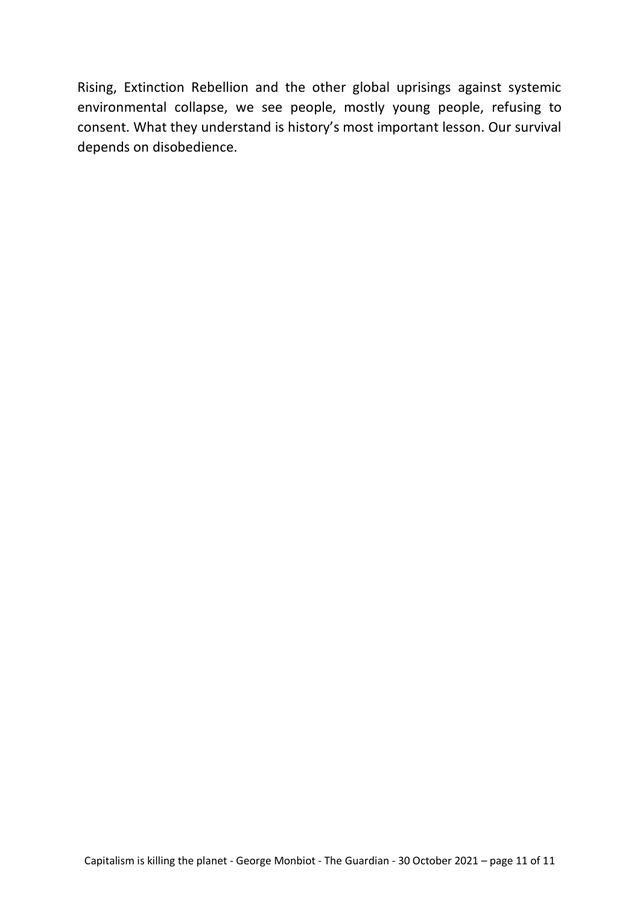Rising, Extinction Rebellion and the other global uprisings against systemic environmental collapse, we see people, mostly young people, refusing to consent. What they understand is history's most important lesson. Our survival depends on disobedience.